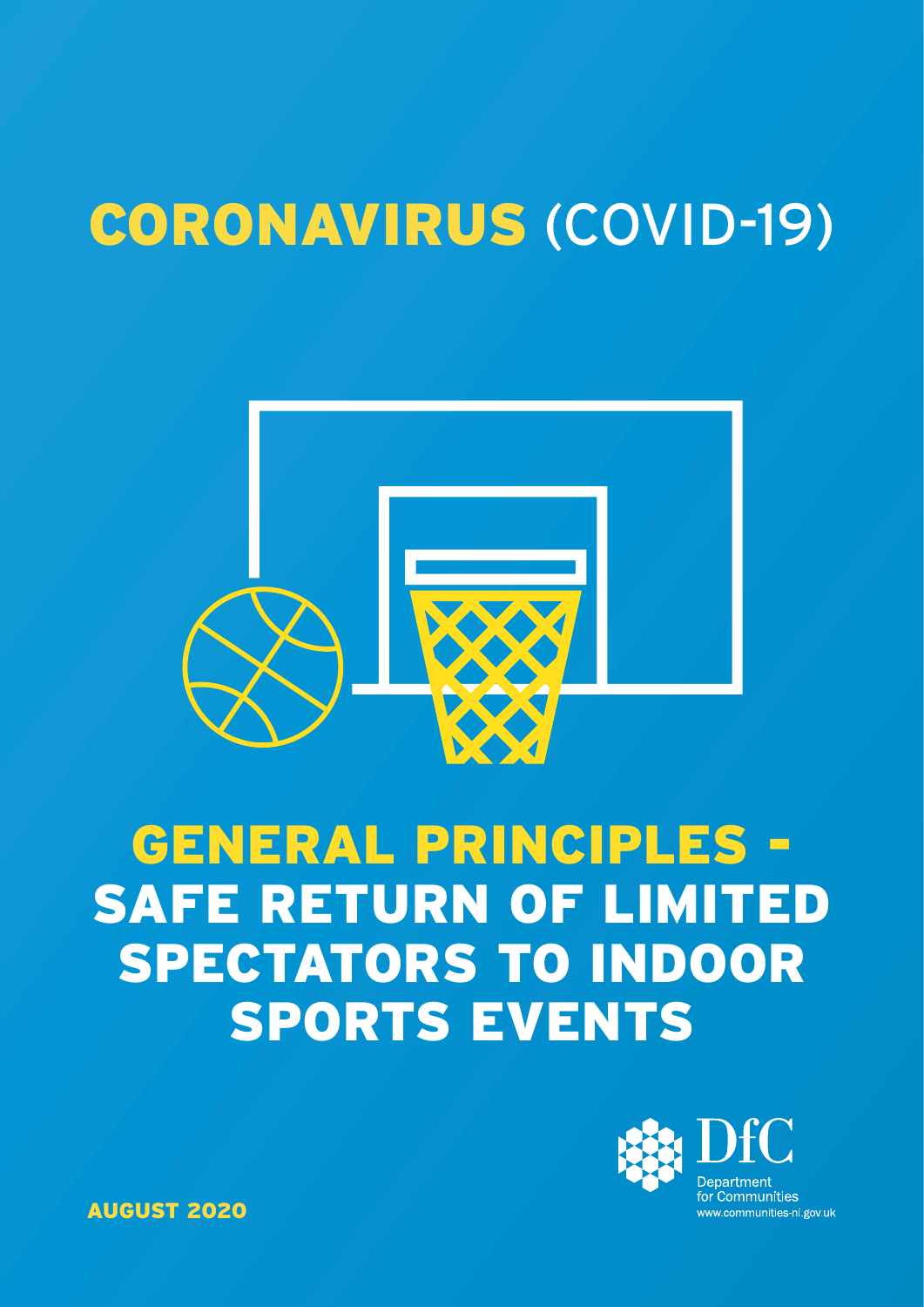# CORONAVIRUS (COVID-19)

# GENERAL PRINCIPLES - SAFE RETURN OF LIMITED SPECTATORS TO INDOOR SPORTS EVENTS

DfC
Department for Communities
www.communities-ni.gov.uk

AUGUST 2020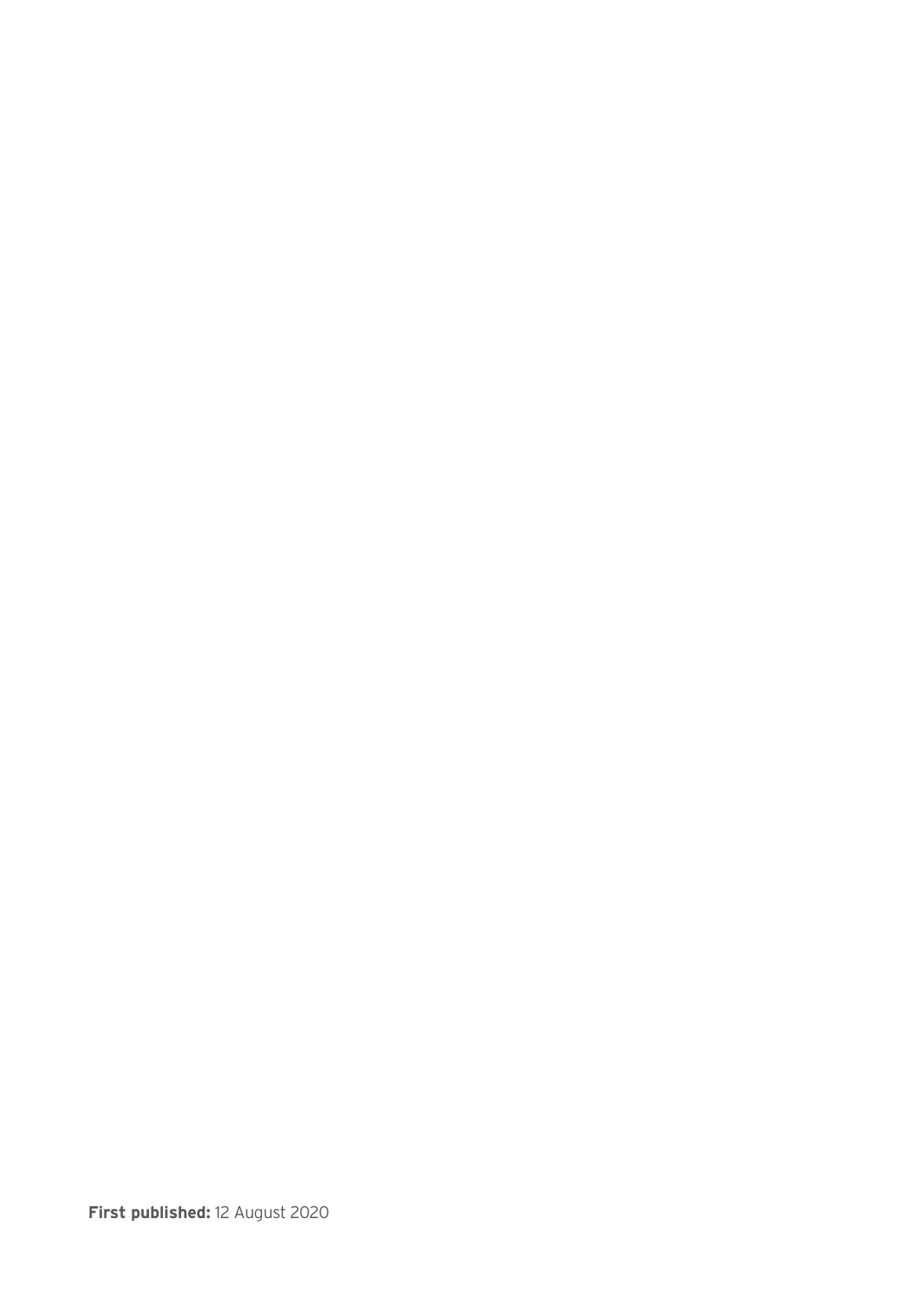**First published:** 12 August 2020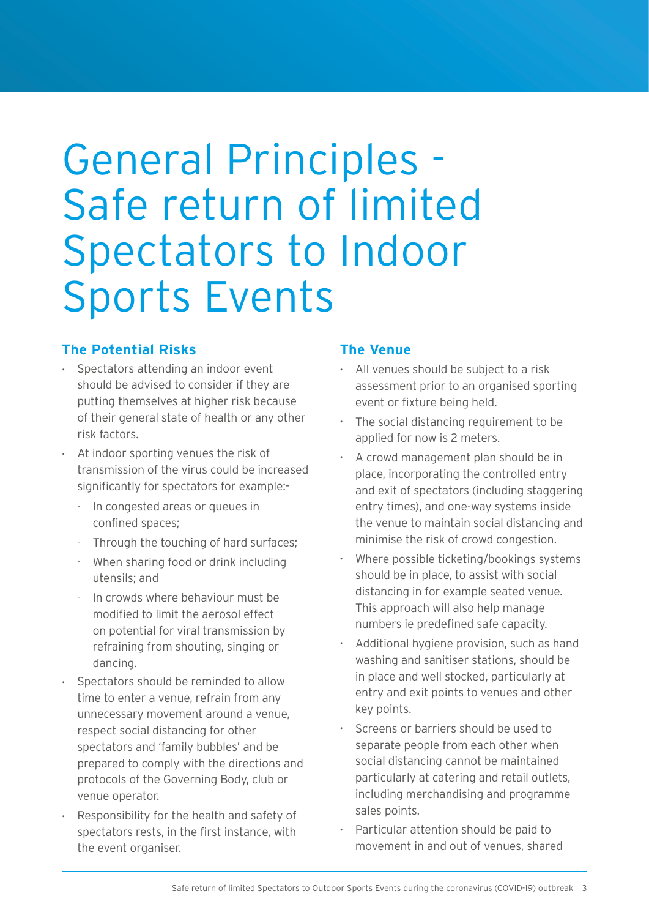# General Principles - Safe return of limited Spectators to Indoor Sports Events

## The Potential Risks

- Spectators attending an indoor event should be advised to consider if they are putting themselves at higher risk because of their general state of health or any other risk factors.
- At indoor sporting venues the risk of transmission of the virus could be increased significantly for spectators for example:-
  - In congested areas or queues in confined spaces;
  - Through the touching of hard surfaces;
  - When sharing food or drink including utensils; and
  - In crowds where behaviour must be modified to limit the aerosol effect on potential for viral transmission by refraining from shouting, singing or dancing.
- Spectators should be reminded to allow time to enter a venue, refrain from any unnecessary movement around a venue, respect social distancing for other spectators and 'family bubbles' and be prepared to comply with the directions and protocols of the Governing Body, club or venue operator.
- Responsibility for the health and safety of spectators rests, in the first instance, with the event organiser.

## The Venue

- All venues should be subject to a risk assessment prior to an organised sporting event or fixture being held.
- The social distancing requirement to be applied for now is 2 meters.
- A crowd management plan should be in place, incorporating the controlled entry and exit of spectators (including staggering entry times), and one-way systems inside the venue to maintain social distancing and minimise the risk of crowd congestion.
- Where possible ticketing/bookings systems should be in place, to assist with social distancing in for example seated venue. This approach will also help manage numbers ie predefined safe capacity.
- Additional hygiene provision, such as hand washing and sanitiser stations, should be in place and well stocked, particularly at entry and exit points to venues and other key points.
- Screens or barriers should be used to separate people from each other when social distancing cannot be maintained particularly at catering and retail outlets, including merchandising and programme sales points.
- Particular attention should be paid to movement in and out of venues, shared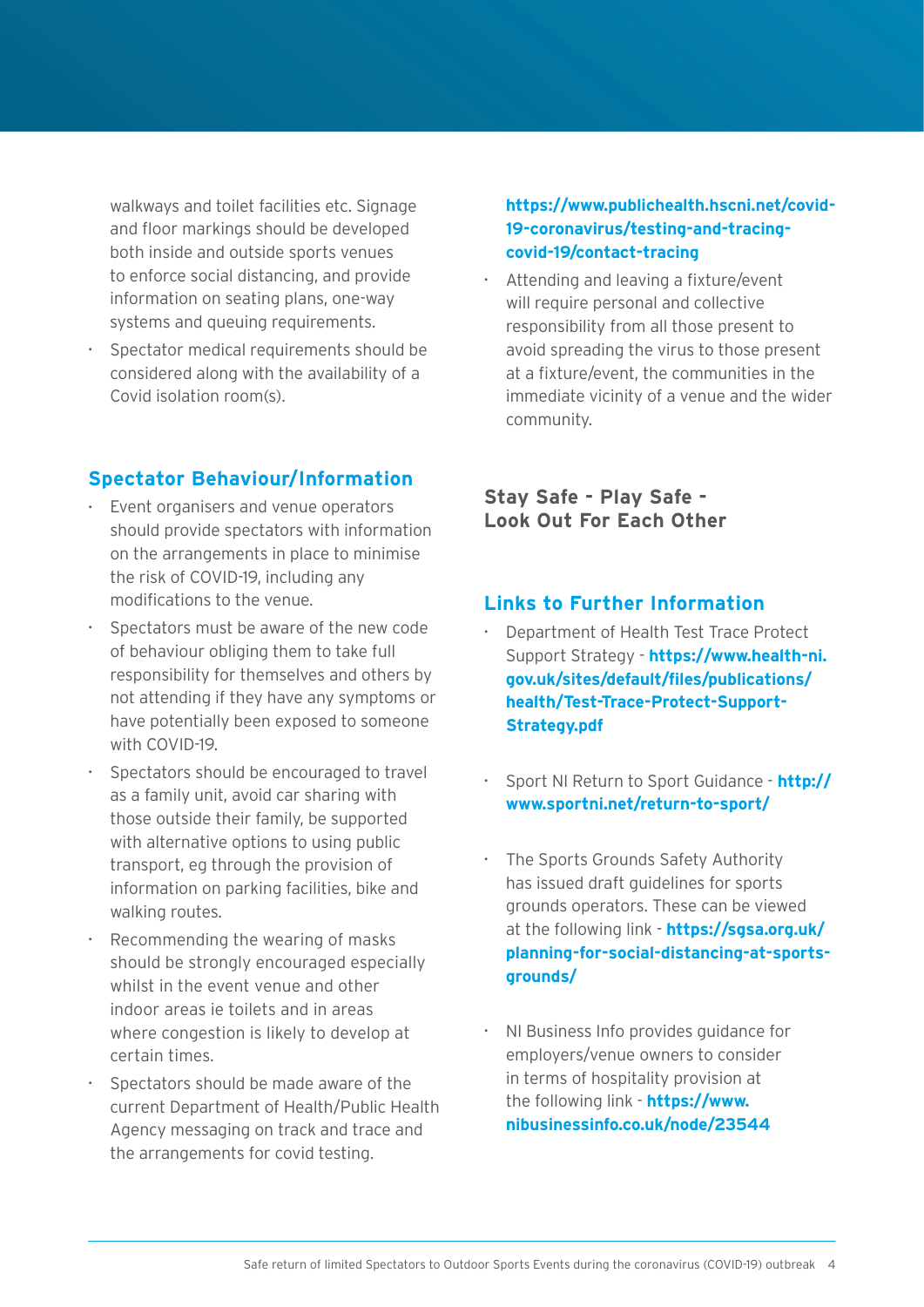walkways and toilet facilities etc. Signage and floor markings should be developed both inside and outside sports venues to enforce social distancing, and provide information on seating plans, one-way systems and queuing requirements.

- Spectator medical requirements should be considered along with the availability of a Covid isolation room(s).

## Spectator Behaviour/Information

- Event organisers and venue operators should provide spectators with information on the arrangements in place to minimise the risk of COVID-19, including any modifications to the venue.
- Spectators must be aware of the new code of behaviour obliging them to take full responsibility for themselves and others by not attending if they have any symptoms or have potentially been exposed to someone with COVID-19.
- Spectators should be encouraged to travel as a family unit, avoid car sharing with those outside their family, be supported with alternative options to using public transport, eg through the provision of information on parking facilities, bike and walking routes.
- Recommending the wearing of masks should be strongly encouraged especially whilst in the event venue and other indoor areas ie toilets and in areas where congestion is likely to develop at certain times.
- Spectators should be made aware of the current Department of Health/Public Health Agency messaging on track and trace and the arrangements for covid testing. **https://www.publichealth.hscni.net/covid-19-coronavirus/testing-and-tracing-covid-19/contact-tracing**
- Attending and leaving a fixture/event will require personal and collective responsibility from all those present to avoid spreading the virus to those present at a fixture/event, the communities in the immediate vicinity of a venue and the wider community.

**Stay Safe - Play Safe - Look Out For Each Other**

## Links to Further Information

- Department of Health Test Trace Protect Support Strategy - **https://www.health-ni.gov.uk/sites/default/files/publications/health/Test-Trace-Protect-Support-Strategy.pdf**
- Sport NI Return to Sport Guidance - **http://www.sportni.net/return-to-sport/**
- The Sports Grounds Safety Authority has issued draft guidelines for sports grounds operators. These can be viewed at the following link - **https://sgsa.org.uk/planning-for-social-distancing-at-sports-grounds/**
- NI Business Info provides guidance for employers/venue owners to consider in terms of hospitality provision at the following link - **https://www.nibusinessinfo.co.uk/node/23544**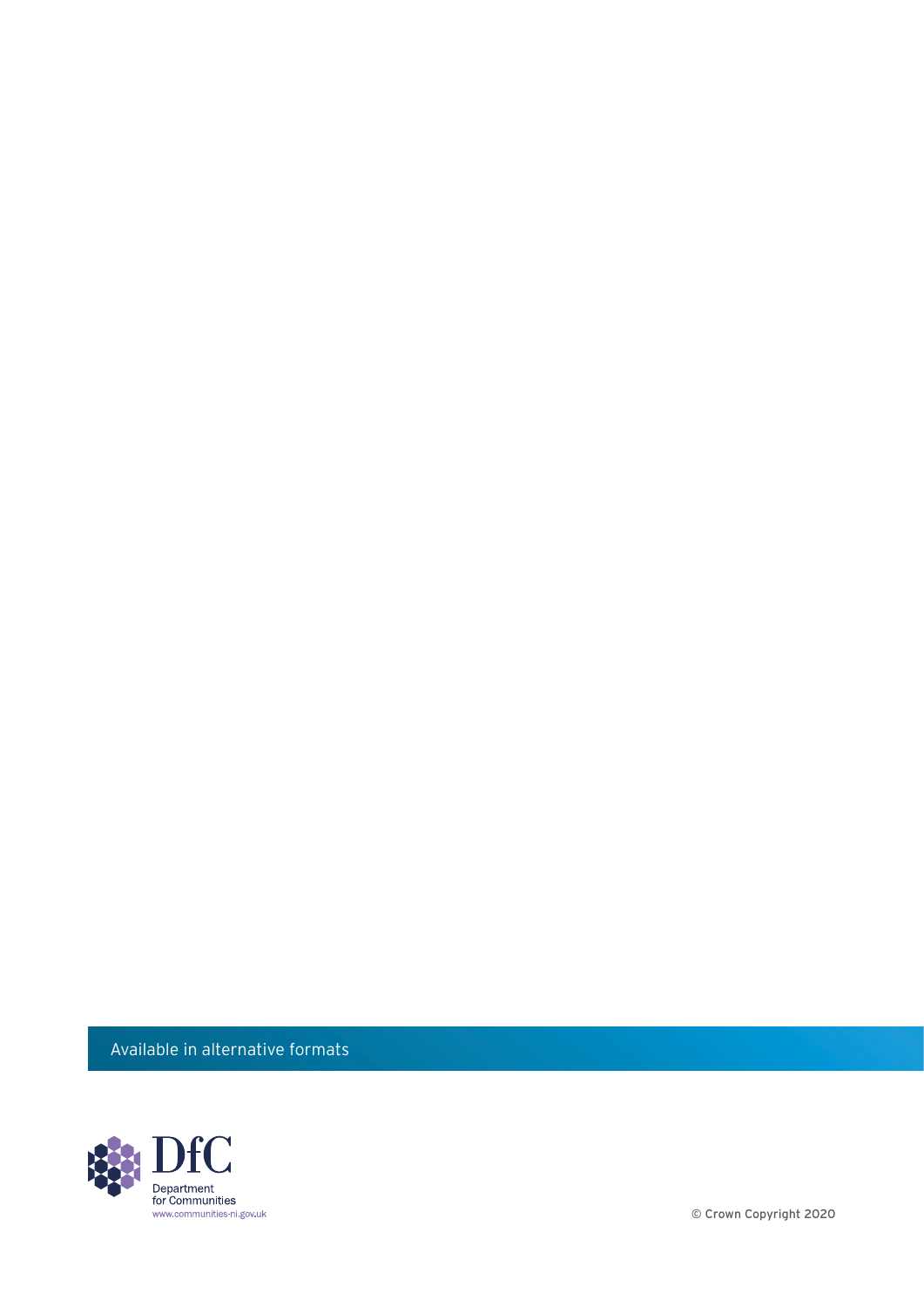Available in alternative formats

DfC

Department
for Communities
www.communities-ni.gov.uk

© Crown Copyright 2020